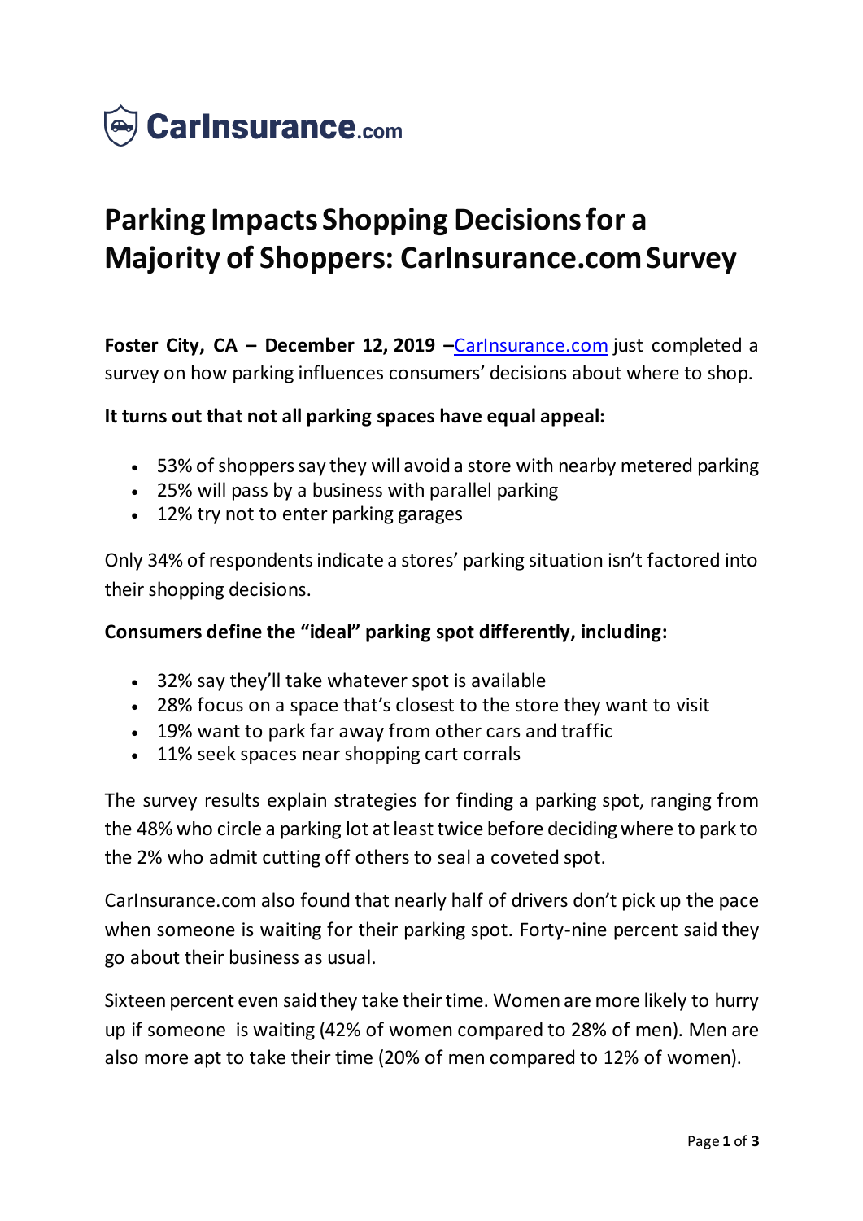CarInsurance.com

# Parking Impacts Shopping Decisions for a Majority of Shoppers: CarInsurance.com Survey

**Foster City, CA – December 12, 2019 –**CarInsurance.com just completed a survey on how parking influences consumers' decisions about where to shop.

**It turns out that not all parking spaces have equal appeal:**

- 53% of shoppers say they will avoid a store with nearby metered parking
- 25% will pass by a business with parallel parking
- 12% try not to enter parking garages

Only 34% of respondents indicate a stores' parking situation isn't factored into their shopping decisions.

**Consumers define the "ideal" parking spot differently, including:**

- 32% say they'll take whatever spot is available
- 28% focus on a space that's closest to the store they want to visit
- 19% want to park far away from other cars and traffic
- 11% seek spaces near shopping cart corrals

The survey results explain strategies for finding a parking spot, ranging from the 48% who circle a parking lot at least twice before deciding where to park to the 2% who admit cutting off others to seal a coveted spot.

CarInsurance.com also found that nearly half of drivers don't pick up the pace when someone is waiting for their parking spot. Forty-nine percent said they go about their business as usual.

Sixteen percent even said they take their time. Women are more likely to hurry up if someone is waiting (42% of women compared to 28% of men). Men are also more apt to take their time (20% of men compared to 12% of women).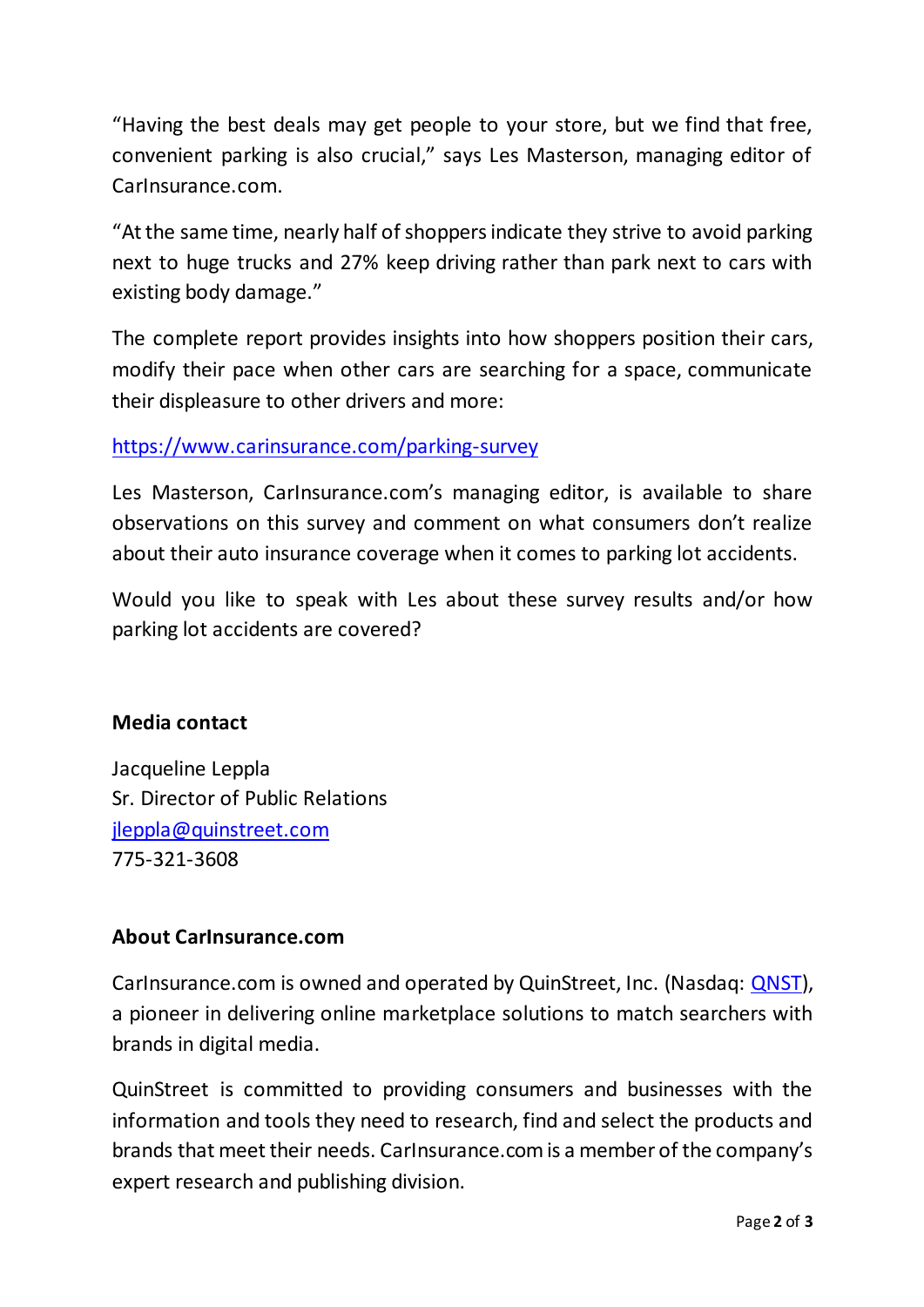"Having the best deals may get people to your store, but we find that free, convenient parking is also crucial," says Les Masterson, managing editor of CarInsurance.com.

"At the same time, nearly half of shoppers indicate they strive to avoid parking next to huge trucks and 27% keep driving rather than park next to cars with existing body damage."

The complete report provides insights into how shoppers position their cars, modify their pace when other cars are searching for a space, communicate their displeasure to other drivers and more:

https://www.carinsurance.com/parking-survey

Les Masterson, CarInsurance.com's managing editor, is available to share observations on this survey and comment on what consumers don't realize about their auto insurance coverage when it comes to parking lot accidents.

Would you like to speak with Les about these survey results and/or how parking lot accidents are covered?

**Media contact**

Jacqueline Leppla
Sr. Director of Public Relations
jleppla@quinstreet.com
775-321-3608

**About CarInsurance.com**

CarInsurance.com is owned and operated by QuinStreet, Inc. (Nasdaq: QNST), a pioneer in delivering online marketplace solutions to match searchers with brands in digital media.

QuinStreet is committed to providing consumers and businesses with the information and tools they need to research, find and select the products and brands that meet their needs. CarInsurance.com is a member of the company's expert research and publishing division.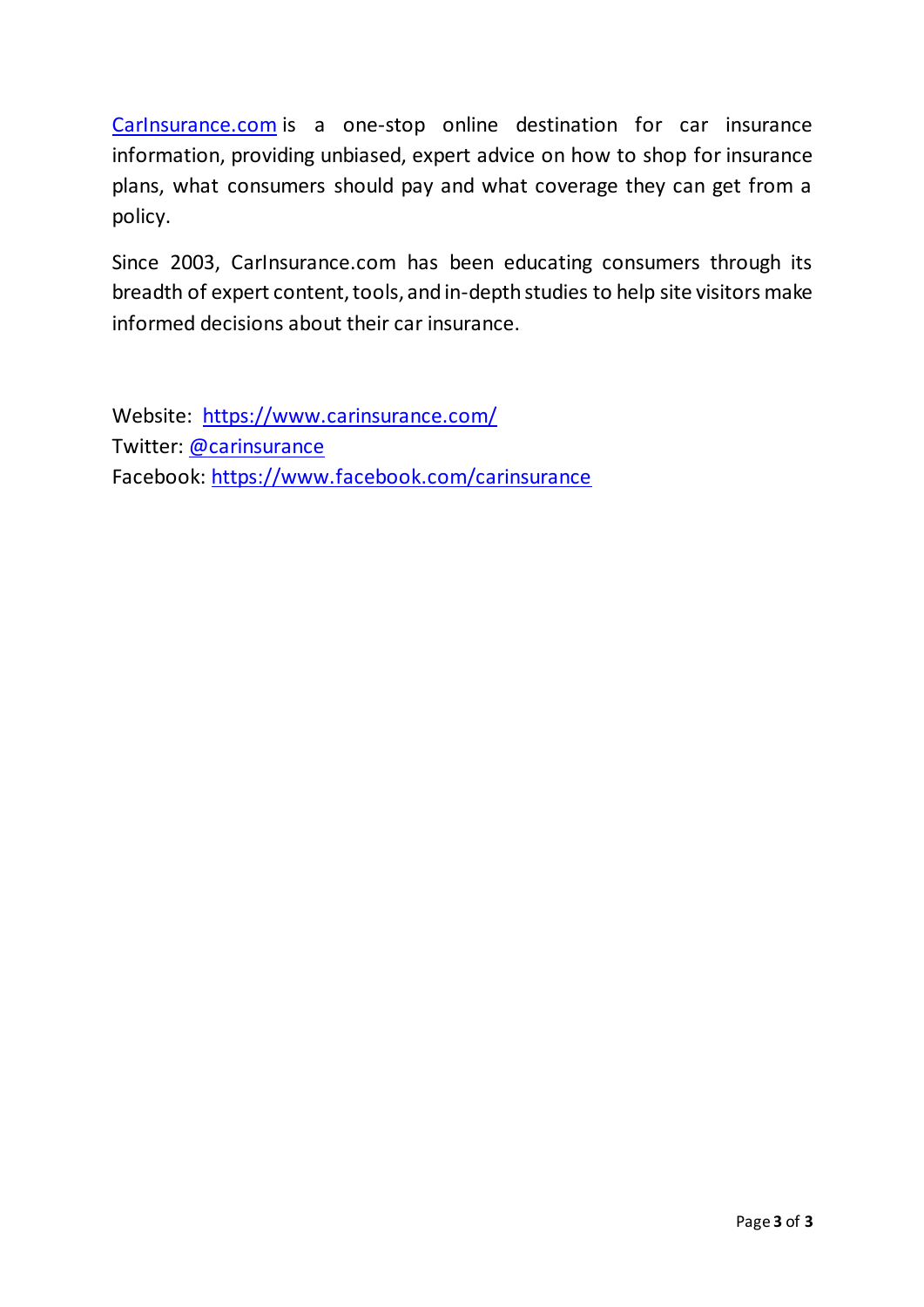[CarInsurance.com](https://www.carinsurance.com/) is a one-stop online destination for car insurance information, providing unbiased, expert advice on how to shop for insurance plans, what consumers should pay and what coverage they can get from a policy.

Since 2003, CarInsurance.com has been educating consumers through its breadth of expert content, tools, and in-depth studies to help site visitors make informed decisions about their car insurance.

Website: [https://www.carinsurance.com/](https://www.carinsurance.com/)
Twitter: @carinsurance
Facebook: [https://www.facebook.com/carinsurance](https://www.facebook.com/carinsurance)